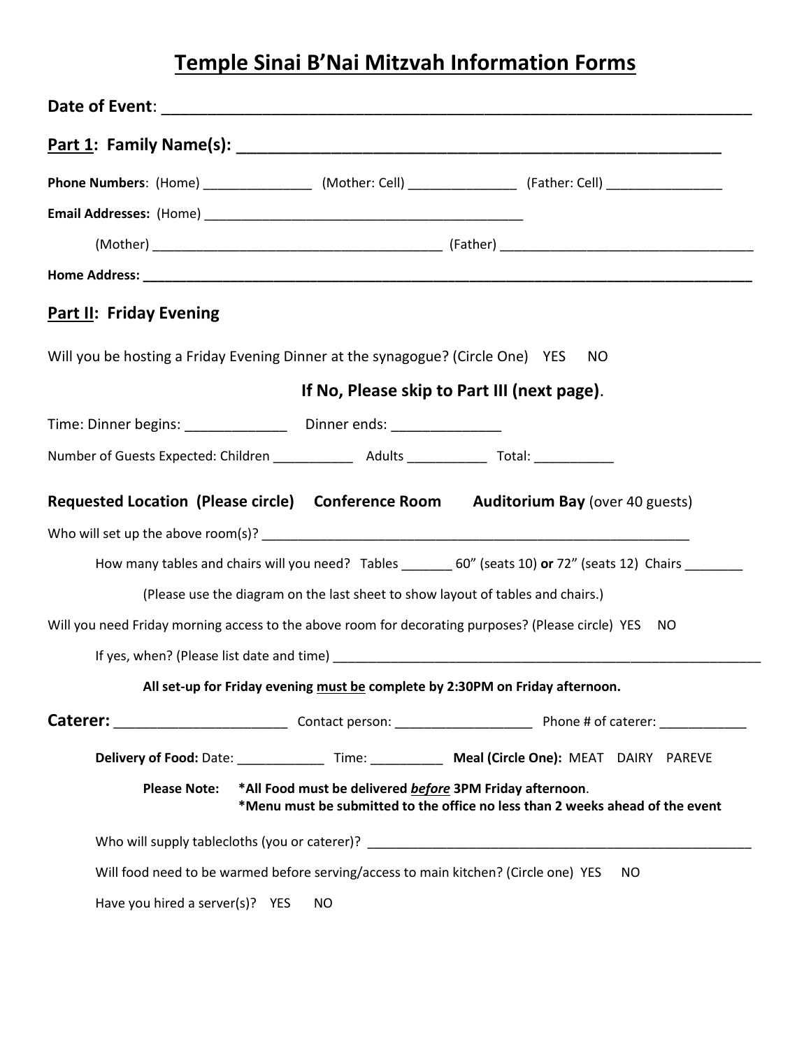# Temple Sinai B'Nai Mitzvah Information Forms

**Date of Event**: ____________________________________________________________

**Part 1: Family Name(s):** ______________________________________________________

**Phone Numbers**: (Home) _______________ (Mother: Cell) _______________ (Father: Cell) ________________

**Email Addresses:** (Home) ______________________________________________

(Mother) ________________________________________ (Father) __________________________________

**Home Address:** ____________________________________________________________________________

## Part II: Friday Evening

Will you be hosting a Friday Evening Dinner at the synagogue? (Circle One) YES NO

**If No, Please skip to Part III (next page)**.

Time: Dinner begins: _____________ Dinner ends: ______________

Number of Guests Expected: Children ___________ Adults ___________ Total: ___________

**Requested Location (Please circle) Conference Room Auditorium Bay** (over 40 guests)

Who will set up the above room(s)? ____________________________________________________________

How many tables and chairs will you need? Tables _______ 60" (seats 10) **or** 72" (seats 12) Chairs ________

(Please use the diagram on the last sheet to show layout of tables and chairs.)

Will you need Friday morning access to the above room for decorating purposes? (Please circle) YES NO

If yes, when? (Please list date and time) ____________________________________________________________

**All set-up for Friday evening must be complete by 2:30PM on Friday afternoon.**

**Caterer:** ______________________ Contact person: __________________ Phone # of caterer: ____________

**Delivery of Food:** Date: ____________ Time: __________ **Meal (Circle One):** MEAT DAIRY PAREVE

**Please Note:** **\*All Food must be delivered *before* 3PM Friday afternoon**.
**\*Menu must be submitted to the office no less than 2 weeks ahead of the event**

Who will supply tablecloths (you or caterer)? ______________________________________________________

Will food need to be warmed before serving/access to main kitchen? (Circle one) YES NO

Have you hired a server(s)? YES NO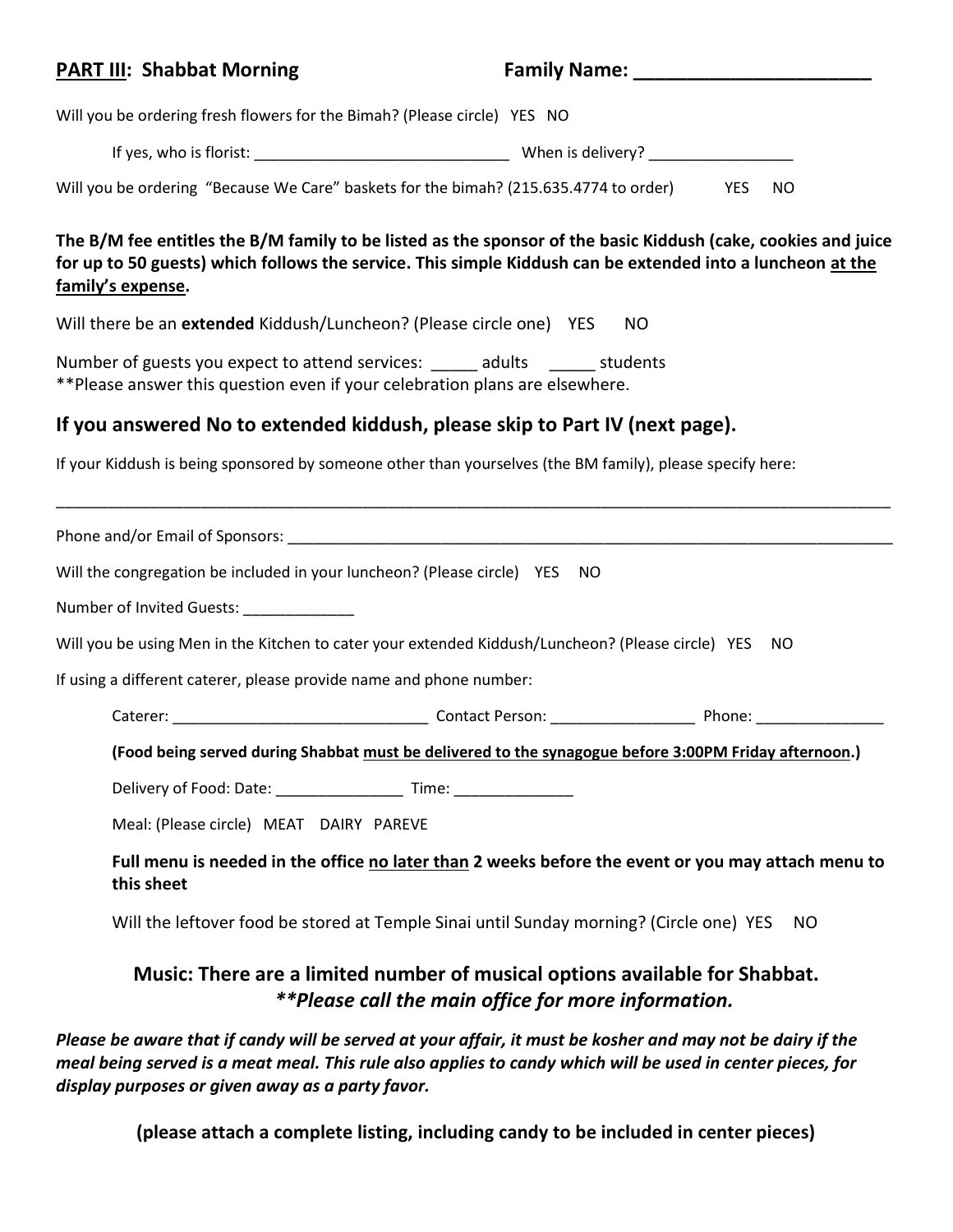**<u>PART III</u>: Shabbat Morning** **Family Name: _______________________**

Will you be ordering fresh flowers for the Bimah? (Please circle) YES NO

If yes, who is florist: ______________________________ When is delivery? _________________

Will you be ordering "Because We Care" baskets for the bimah? (215.635.4774 to order) YES NO

**The B/M fee entitles the B/M family to be listed as the sponsor of the basic Kiddush (cake, cookies and juice for up to 50 guests) which follows the service. This simple Kiddush can be extended into a luncheon <u>at the family's expense</u>.**

Will there be an **extended** Kiddush/Luncheon? (Please circle one) YES NO

Number of guests you expect to attend services: _____ adults _____ students
**Please answer this question even if your celebration plans are elsewhere.

## If you answered No to extended kiddush, please skip to Part IV (next page).

If your Kiddush is being sponsored by someone other than yourselves (the BM family), please specify here:

_______________________________________________________________________________________________

Phone and/or Email of Sponsors: _____________________________________________________________

Will the congregation be included in your luncheon? (Please circle) YES NO

Number of Invited Guests: _____________

Will you be using Men in the Kitchen to cater your extended Kiddush/Luncheon? (Please circle) YES NO

If using a different caterer, please provide name and phone number:

Caterer: ______________________________ Contact Person: _________________ Phone: _______________

**(Food being served during Shabbat <u>must be delivered to the synagogue before 3:00PM Friday afternoon</u>.)**

Delivery of Food: Date: _______________ Time: ______________

Meal: (Please circle) MEAT DAIRY PAREVE

**Full menu is needed in the office <u>no later than</u> 2 weeks before the event or you may attach menu to this sheet**

Will the leftover food be stored at Temple Sinai until Sunday morning? (Circle one) YES NO

### Music: There are a limited number of musical options available for Shabbat.
### ***Please call the main office for more information.*

***Please be aware that if candy will be served at your affair, it must be kosher and may not be dairy if the meal being served is a meat meal. This rule also applies to candy which will be used in center pieces, for display purposes or given away as a party favor.***

**(please attach a complete listing, including candy to be included in center pieces)**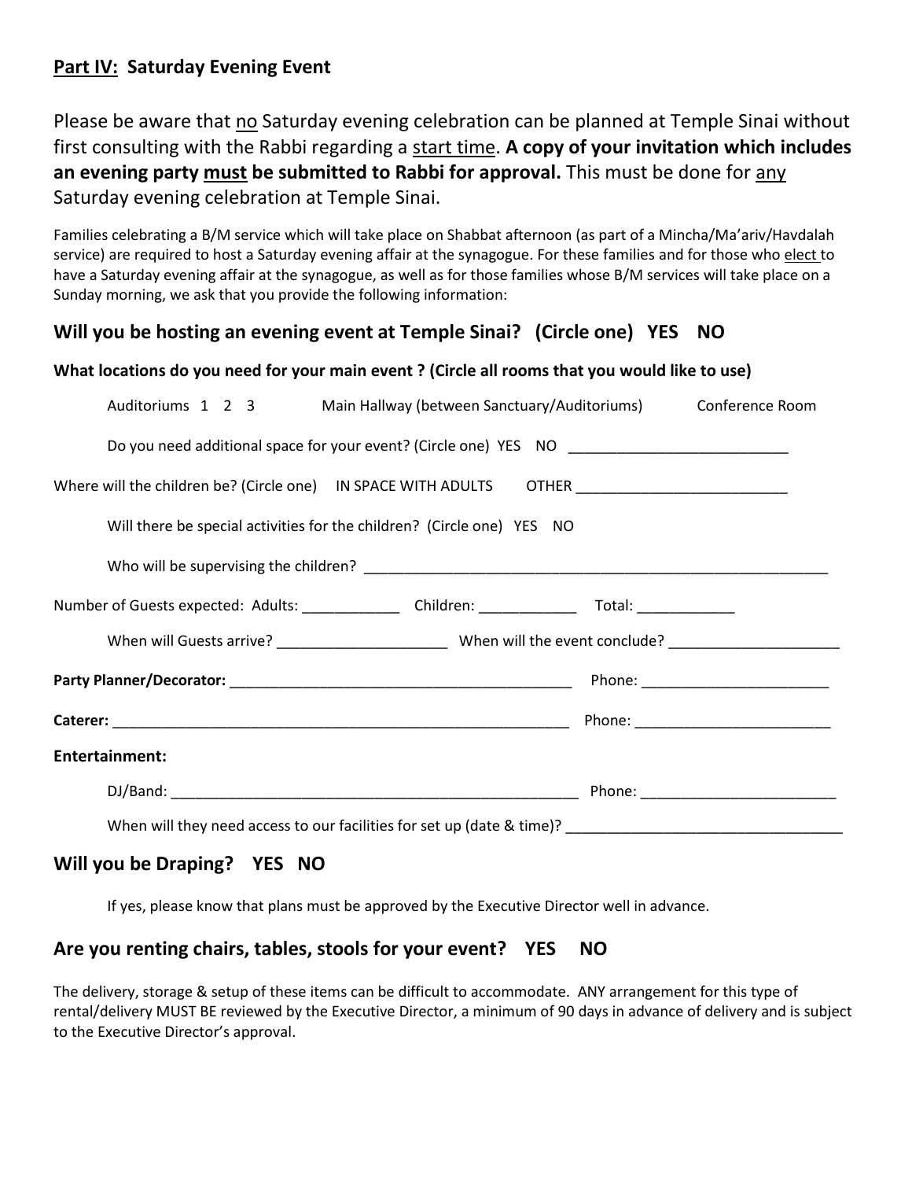## **Part IV: Saturday Evening Event**

Please be aware that no Saturday evening celebration can be planned at Temple Sinai without first consulting with the Rabbi regarding a start time. **A copy of your invitation which includes an evening party must be submitted to Rabbi for approval.** This must be done for any Saturday evening celebration at Temple Sinai.

Families celebrating a B/M service which will take place on Shabbat afternoon (as part of a Mincha/Ma'ariv/Havdalah service) are required to host a Saturday evening affair at the synagogue. For these families and for those who elect to have a Saturday evening affair at the synagogue, as well as for those families whose B/M services will take place on a Sunday morning, we ask that you provide the following information:

### **Will you be hosting an evening event at Temple Sinai? (Circle one) YES NO**

**What locations do you need for your main event ? (Circle all rooms that you would like to use)**

Auditoriums 1 2 3 Main Hallway (between Sanctuary/Auditoriums) Conference Room

Do you need additional space for your event? (Circle one) YES NO ___________________________

Where will the children be? (Circle one) IN SPACE WITH ADULTS OTHER __________________________

Will there be special activities for the children? (Circle one) YES NO

Who will be supervising the children? ____________________________________________________________

Number of Guests expected: Adults: ____________ Children: ____________ Total: ____________

When will Guests arrive? _____________________ When will the event conclude? _____________________

**Party Planner/Decorator:** ___________________________________________ Phone: _______________________

**Caterer:** ___________________________________________________________ Phone: ________________________

**Entertainment:**

DJ/Band: ____________________________________________________ Phone: ________________________

When will they need access to our facilities for set up (date & time)? __________________________________

### **Will you be Draping? YES NO**

If yes, please know that plans must be approved by the Executive Director well in advance.

### **Are you renting chairs, tables, stools for your event? YES NO**

The delivery, storage & setup of these items can be difficult to accommodate. ANY arrangement for this type of rental/delivery MUST BE reviewed by the Executive Director, a minimum of 90 days in advance of delivery and is subject to the Executive Director's approval.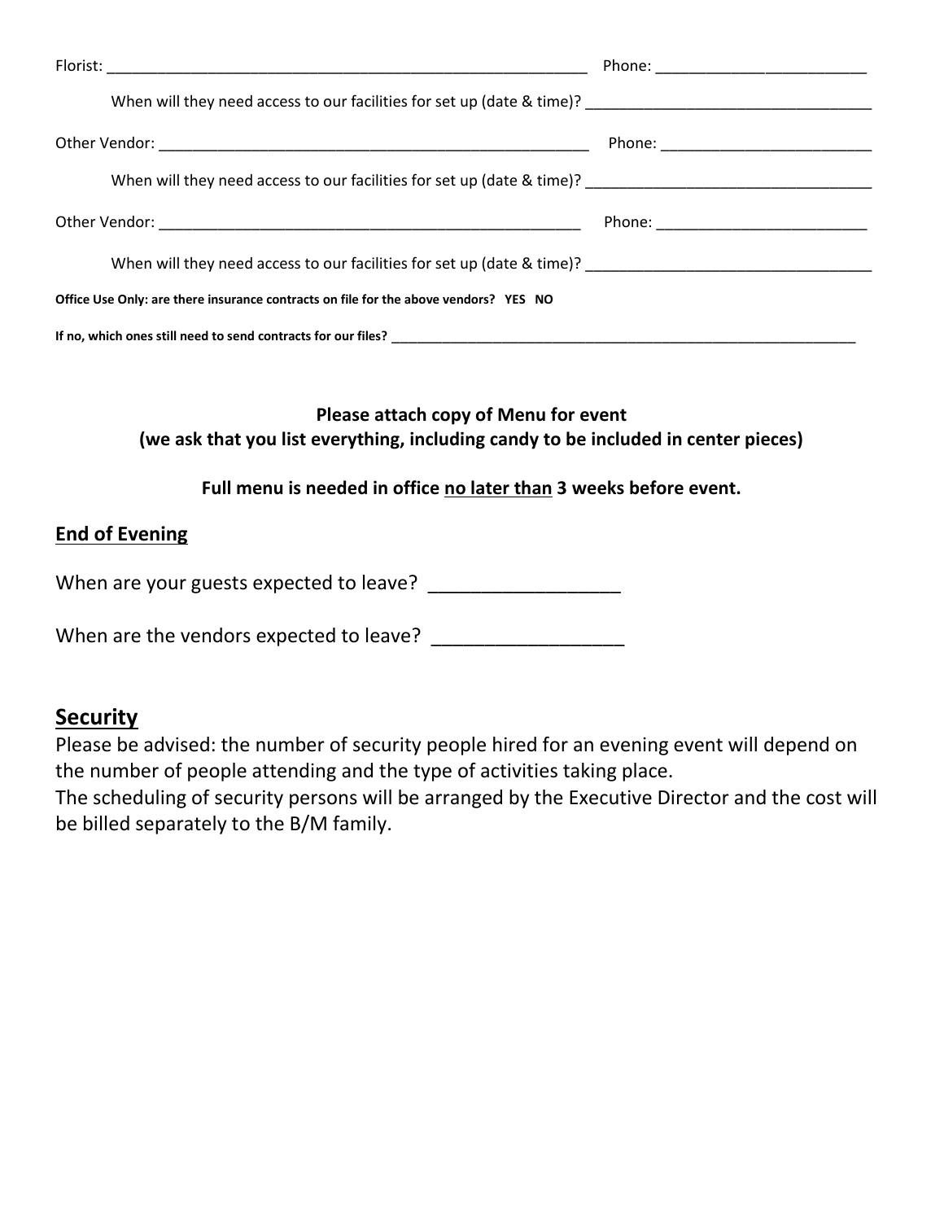Florist: ___________________________________________________________ Phone: _________________________

When will they need access to our facilities for set up (date & time)? __________________________________

Other Vendor: ______________________________________________________ Phone: _________________________

When will they need access to our facilities for set up (date & time)? __________________________________

Other Vendor: ______________________________________________________ Phone: _________________________

When will they need access to our facilities for set up (date & time)? __________________________________

**Office Use Only: are there insurance contracts on file for the above vendors? YES NO**

**If no, which ones still need to send contracts for our files? _________________________________________________________________**

**Please attach copy of Menu for event**
**(we ask that you list everything, including candy to be included in center pieces)**

**Full menu is needed in office <u>no later than</u> 3 weeks before event.**

## <u>End of Evening</u>

When are your guests expected to leave? __________________

When are the vendors expected to leave? __________________

## <u>Security</u>

Please be advised: the number of security people hired for an evening event will depend on the number of people attending and the type of activities taking place.
The scheduling of security persons will be arranged by the Executive Director and the cost will be billed separately to the B/M family.